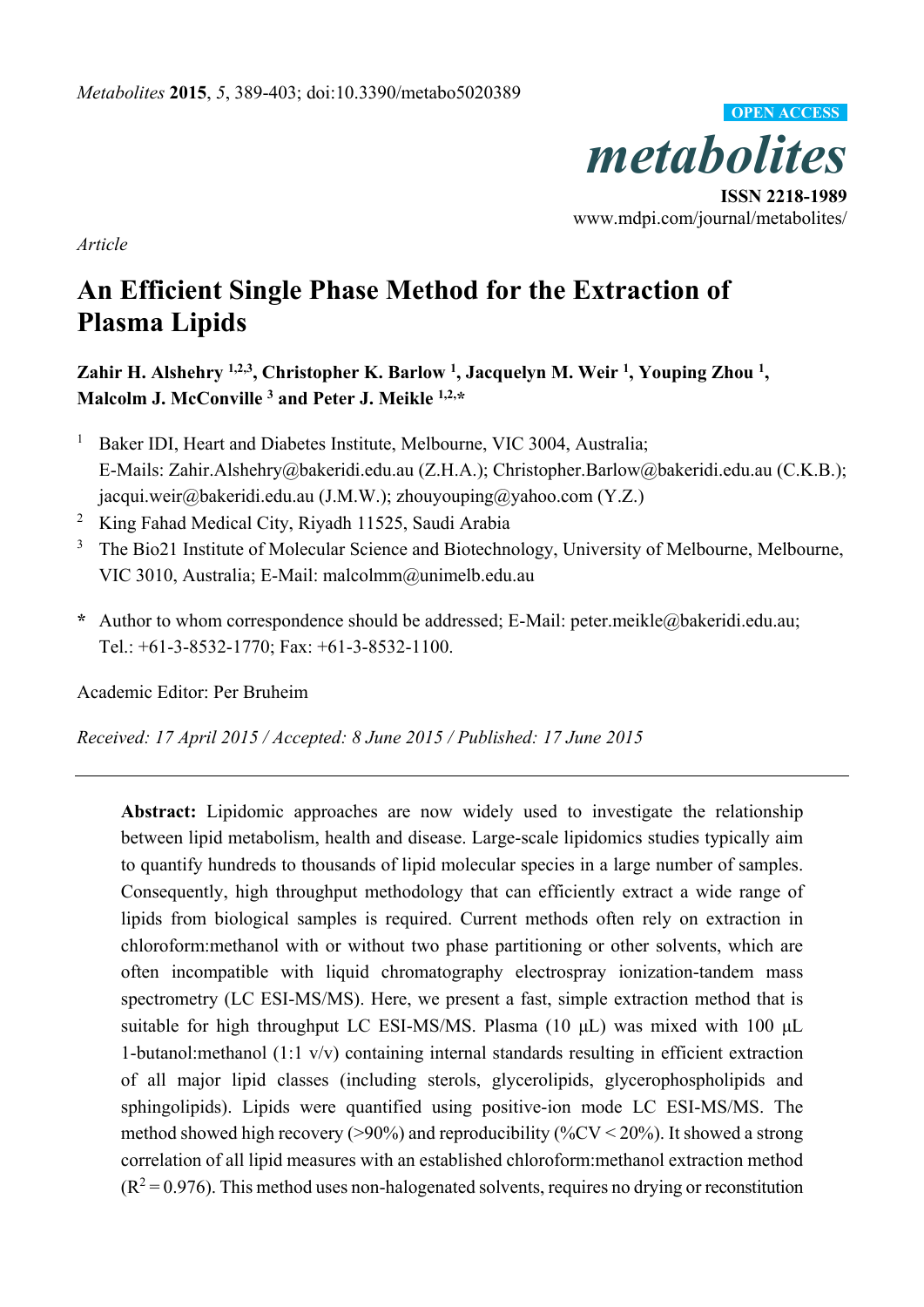*Article*

# An Efficient Single Phase Method for the Extraction of Plasma Lipids

**Zahir H. Alshehry [1,2,3], Christopher K. Barlow [1], Jacquelyn M. Weir [1], Youping Zhou [1], Malcolm J. McConville [3] and Peter J. Meikle [1,2,*]**

[1] Baker IDI, Heart and Diabetes Institute, Melbourne, VIC 3004, Australia; E-Mails: Zahir.Alshehry@bakeridi.edu.au (Z.H.A.); Christopher.Barlow@bakeridi.edu.au (C.K.B.); jacqui.weir@bakeridi.edu.au (J.M.W.); zhouyouping@yahoo.com (Y.Z.)

[2] King Fahad Medical City, Riyadh 11525, Saudi Arabia

[3] The Bio21 Institute of Molecular Science and Biotechnology, University of Melbourne, Melbourne, VIC 3010, Australia; E-Mail: malcolmm@unimelb.edu.au

\* Author to whom correspondence should be addressed; E-Mail: peter.meikle@bakeridi.edu.au; Tel.: +61-3-8532-1770; Fax: +61-3-8532-1100.

Academic Editor: Per Bruheim

*Received: 17 April 2015 / Accepted: 8 June 2015 / Published: 17 June 2015*

---

**Abstract:** Lipidomic approaches are now widely used to investigate the relationship between lipid metabolism, health and disease. Large-scale lipidomics studies typically aim to quantify hundreds to thousands of lipid molecular species in a large number of samples. Consequently, high throughput methodology that can efficiently extract a wide range of lipids from biological samples is required. Current methods often rely on extraction in chloroform:methanol with or without two phase partitioning or other solvents, which are often incompatible with liquid chromatography electrospray ionization-tandem mass spectrometry (LC ESI-MS/MS). Here, we present a fast, simple extraction method that is suitable for high throughput LC ESI-MS/MS. Plasma (10 µL) was mixed with 100 µL 1-butanol:methanol (1:1 v/v) containing internal standards resulting in efficient extraction of all major lipid classes (including sterols, glycerolipids, glycerophospholipids and sphingolipids). Lipids were quantified using positive-ion mode LC ESI-MS/MS. The method showed high recovery (>90%) and reproducibility (%CV < 20%). It showed a strong correlation of all lipid measures with an established chloroform:methanol extraction method ($R^2 = 0.976$). This method uses non-halogenated solvents, requires no drying or reconstitution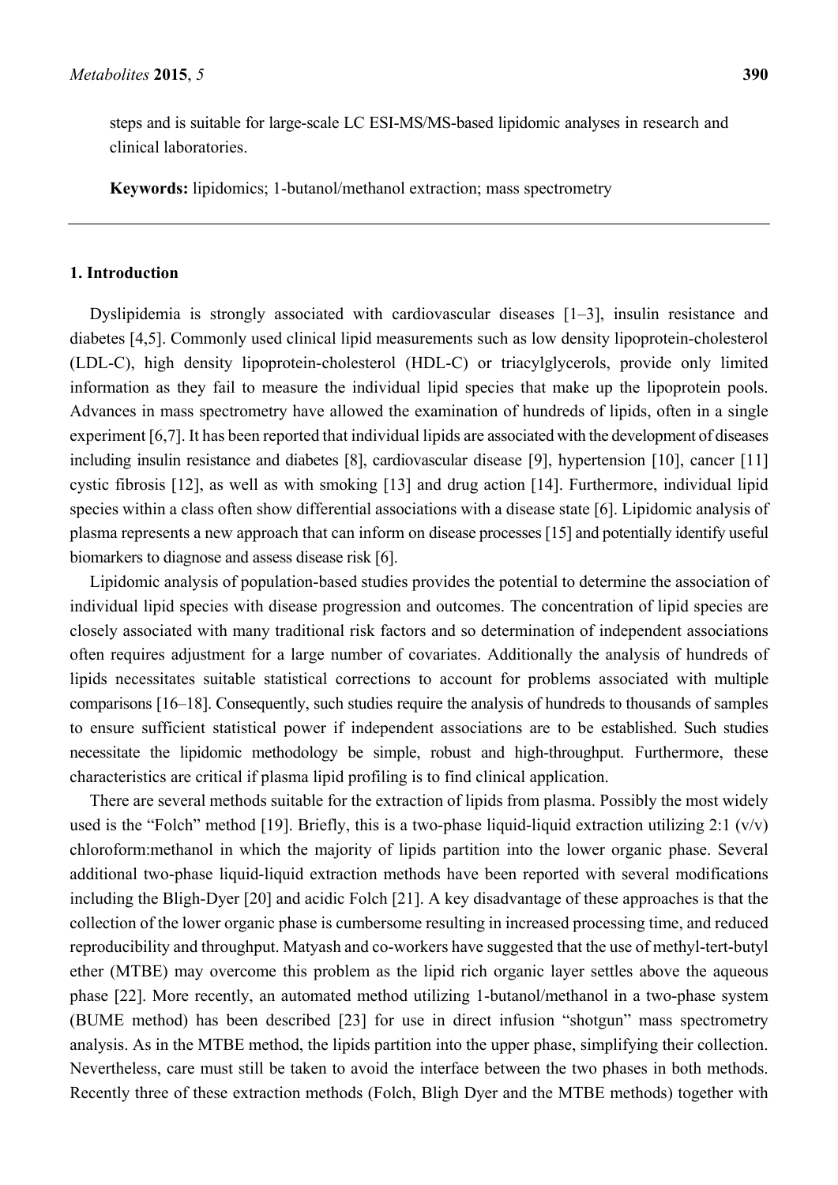steps and is suitable for large-scale LC ESI-MS/MS-based lipidomic analyses in research and clinical laboratories.

**Keywords:** lipidomics; 1-butanol/methanol extraction; mass spectrometry

## 1. Introduction

Dyslipidemia is strongly associated with cardiovascular diseases [1–3], insulin resistance and diabetes [4,5]. Commonly used clinical lipid measurements such as low density lipoprotein-cholesterol (LDL-C), high density lipoprotein-cholesterol (HDL-C) or triacylglycerols, provide only limited information as they fail to measure the individual lipid species that make up the lipoprotein pools. Advances in mass spectrometry have allowed the examination of hundreds of lipids, often in a single experiment [6,7]. It has been reported that individual lipids are associated with the development of diseases including insulin resistance and diabetes [8], cardiovascular disease [9], hypertension [10], cancer [11] cystic fibrosis [12], as well as with smoking [13] and drug action [14]. Furthermore, individual lipid species within a class often show differential associations with a disease state [6]. Lipidomic analysis of plasma represents a new approach that can inform on disease processes [15] and potentially identify useful biomarkers to diagnose and assess disease risk [6].

Lipidomic analysis of population-based studies provides the potential to determine the association of individual lipid species with disease progression and outcomes. The concentration of lipid species are closely associated with many traditional risk factors and so determination of independent associations often requires adjustment for a large number of covariates. Additionally the analysis of hundreds of lipids necessitates suitable statistical corrections to account for problems associated with multiple comparisons [16–18]. Consequently, such studies require the analysis of hundreds to thousands of samples to ensure sufficient statistical power if independent associations are to be established. Such studies necessitate the lipidomic methodology be simple, robust and high-throughput. Furthermore, these characteristics are critical if plasma lipid profiling is to find clinical application.

There are several methods suitable for the extraction of lipids from plasma. Possibly the most widely used is the "Folch" method [19]. Briefly, this is a two-phase liquid-liquid extraction utilizing 2:1 (v/v) chloroform:methanol in which the majority of lipids partition into the lower organic phase. Several additional two-phase liquid-liquid extraction methods have been reported with several modifications including the Bligh-Dyer [20] and acidic Folch [21]. A key disadvantage of these approaches is that the collection of the lower organic phase is cumbersome resulting in increased processing time, and reduced reproducibility and throughput. Matyash and co-workers have suggested that the use of methyl-tert-butyl ether (MTBE) may overcome this problem as the lipid rich organic layer settles above the aqueous phase [22]. More recently, an automated method utilizing 1-butanol/methanol in a two-phase system (BUME method) has been described [23] for use in direct infusion "shotgun" mass spectrometry analysis. As in the MTBE method, the lipids partition into the upper phase, simplifying their collection. Nevertheless, care must still be taken to avoid the interface between the two phases in both methods. Recently three of these extraction methods (Folch, Bligh Dyer and the MTBE methods) together with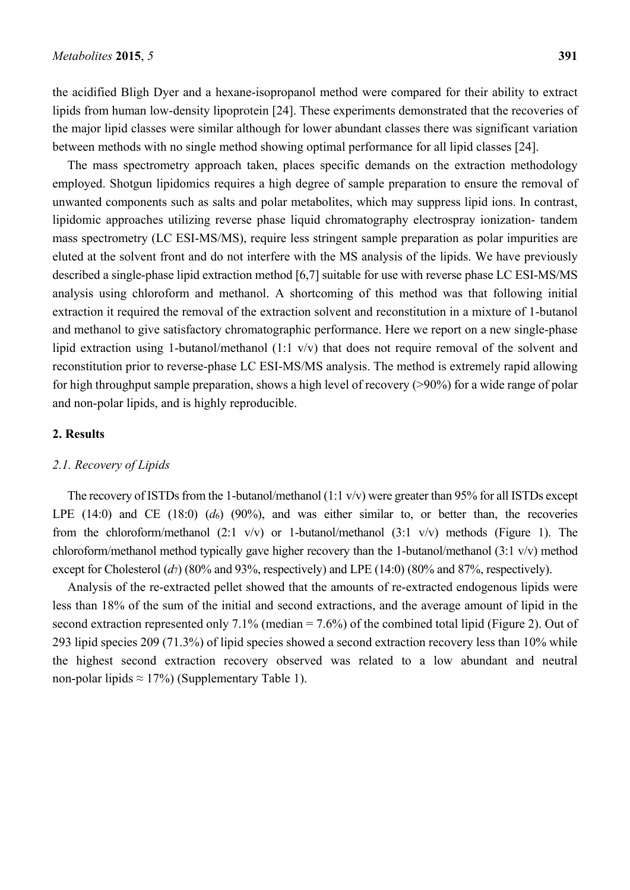the acidified Bligh Dyer and a hexane-isopropanol method were compared for their ability to extract lipids from human low-density lipoprotein [24]. These experiments demonstrated that the recoveries of the major lipid classes were similar although for lower abundant classes there was significant variation between methods with no single method showing optimal performance for all lipid classes [24].

The mass spectrometry approach taken, places specific demands on the extraction methodology employed. Shotgun lipidomics requires a high degree of sample preparation to ensure the removal of unwanted components such as salts and polar metabolites, which may suppress lipid ions. In contrast, lipidomic approaches utilizing reverse phase liquid chromatography electrospray ionization- tandem mass spectrometry (LC ESI-MS/MS), require less stringent sample preparation as polar impurities are eluted at the solvent front and do not interfere with the MS analysis of the lipids. We have previously described a single-phase lipid extraction method [6,7] suitable for use with reverse phase LC ESI-MS/MS analysis using chloroform and methanol. A shortcoming of this method was that following initial extraction it required the removal of the extraction solvent and reconstitution in a mixture of 1-butanol and methanol to give satisfactory chromatographic performance. Here we report on a new single-phase lipid extraction using 1-butanol/methanol (1:1 v/v) that does not require removal of the solvent and reconstitution prior to reverse-phase LC ESI-MS/MS analysis. The method is extremely rapid allowing for high throughput sample preparation, shows a high level of recovery (>90%) for a wide range of polar and non-polar lipids, and is highly reproducible.

## 2. Results

### 2.1. Recovery of Lipids

The recovery of ISTDs from the 1-butanol/methanol (1:1 v/v) were greater than 95% for all ISTDs except LPE (14:0) and CE (18:0) ($d_6$) (90%), and was either similar to, or better than, the recoveries from the chloroform/methanol (2:1 v/v) or 1-butanol/methanol (3:1 v/v) methods (Figure 1). The chloroform/methanol method typically gave higher recovery than the 1-butanol/methanol (3:1 v/v) method except for Cholesterol ($d_7$) (80% and 93%, respectively) and LPE (14:0) (80% and 87%, respectively).

Analysis of the re-extracted pellet showed that the amounts of re-extracted endogenous lipids were less than 18% of the sum of the initial and second extractions, and the average amount of lipid in the second extraction represented only 7.1% (median = 7.6%) of the combined total lipid (Figure 2). Out of 293 lipid species 209 (71.3%) of lipid species showed a second extraction recovery less than 10% while the highest second extraction recovery observed was related to a low abundant and neutral non-polar lipids ≈ 17%) (Supplementary Table 1).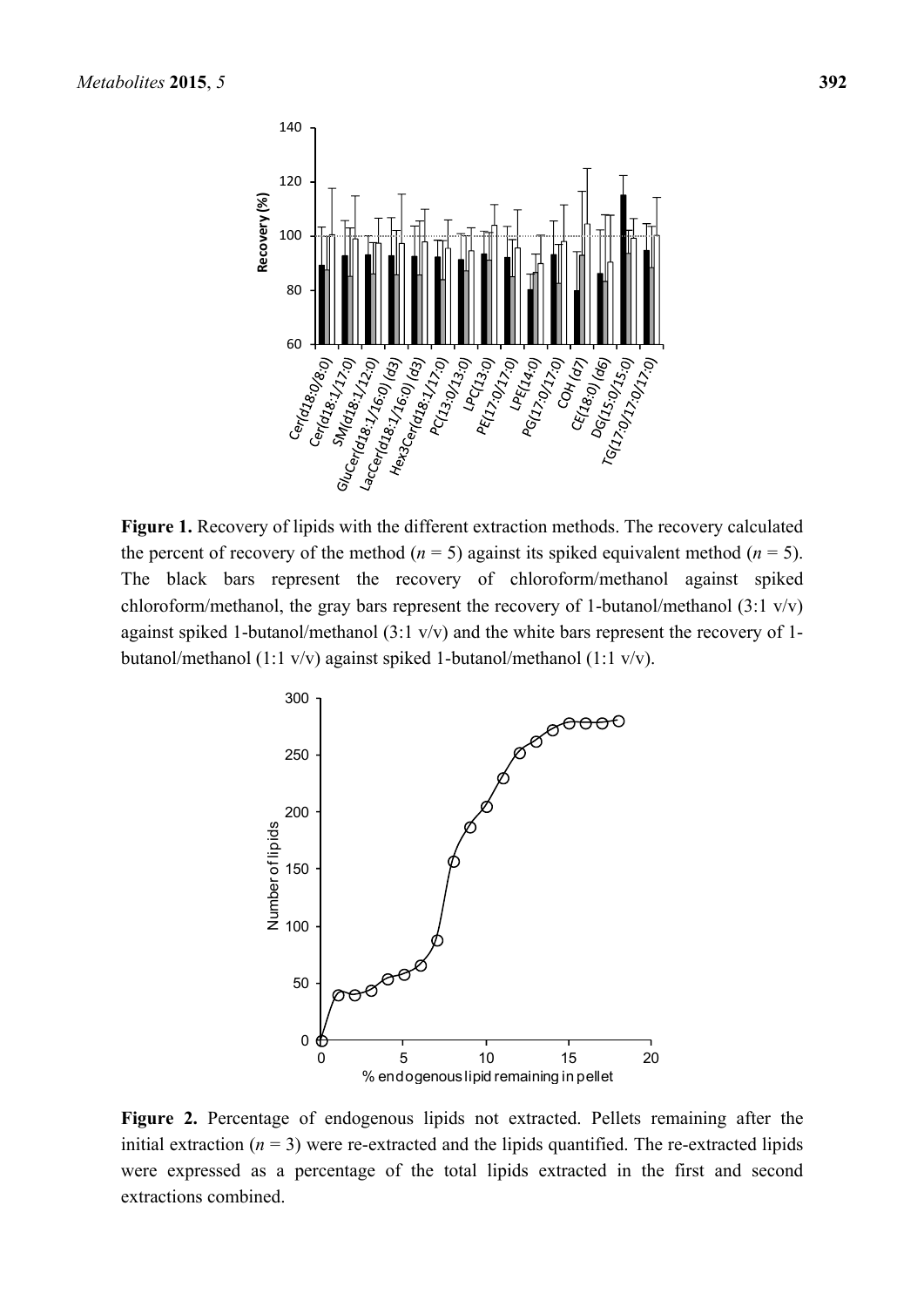**Figure 1.** Recovery of lipids with the different extraction methods. The recovery calculated the percent of recovery of the method ($n = 5$) against its spiked equivalent method ($n = 5$). The black bars represent the recovery of chloroform/methanol against spiked chloroform/methanol, the gray bars represent the recovery of 1-butanol/methanol (3:1 v/v) against spiked 1-butanol/methanol (3:1 v/v) and the white bars represent the recovery of 1-butanol/methanol (1:1 v/v) against spiked 1-butanol/methanol (1:1 v/v).

**Figure 2.** Percentage of endogenous lipids not extracted. Pellets remaining after the initial extraction ($n = 3$) were re-extracted and the lipids quantified. The re-extracted lipids were expressed as a percentage of the total lipids extracted in the first and second extractions combined.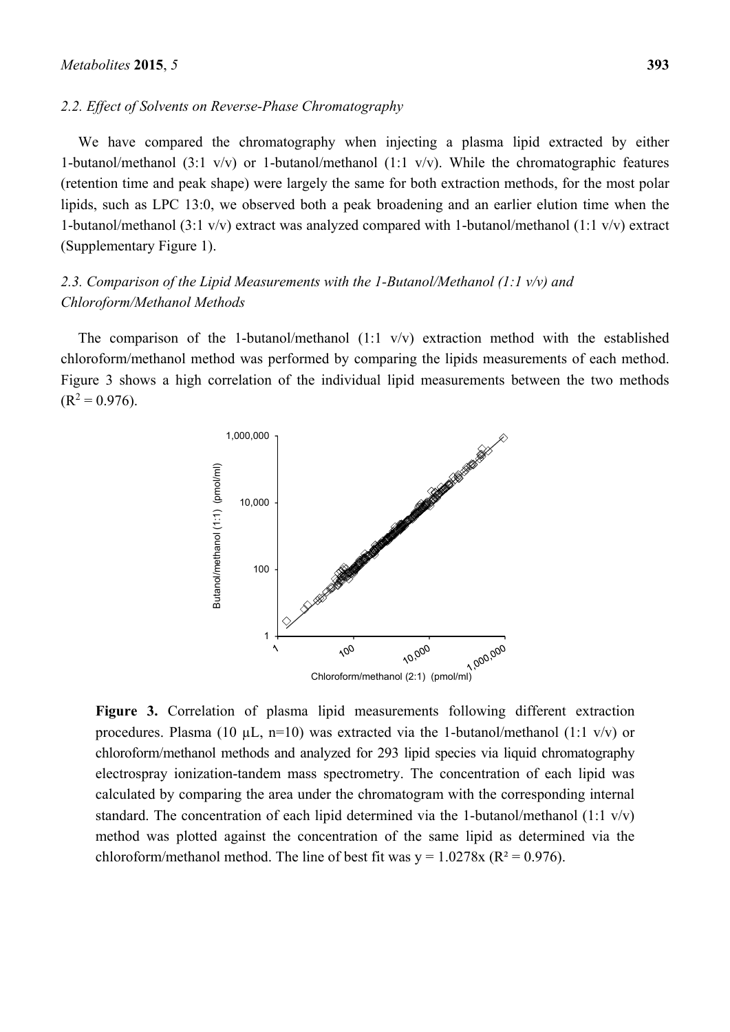### 2.2. Effect of Solvents on Reverse-Phase Chromatography

We have compared the chromatography when injecting a plasma lipid extracted by either 1-butanol/methanol (3:1 v/v) or 1-butanol/methanol (1:1 v/v). While the chromatographic features (retention time and peak shape) were largely the same for both extraction methods, for the most polar lipids, such as LPC 13:0, we observed both a peak broadening and an earlier elution time when the 1-butanol/methanol (3:1 v/v) extract was analyzed compared with 1-butanol/methanol (1:1 v/v) extract (Supplementary Figure 1).

### 2.3. Comparison of the Lipid Measurements with the 1-Butanol/Methanol (1:1 v/v) and Chloroform/Methanol Methods

The comparison of the 1-butanol/methanol (1:1 v/v) extraction method with the established chloroform/methanol method was performed by comparing the lipids measurements of each method. Figure 3 shows a high correlation of the individual lipid measurements between the two methods ($R^2 = 0.976$).

**Figure 3.** Correlation of plasma lipid measurements following different extraction procedures. Plasma (10 µL, n=10) was extracted via the 1-butanol/methanol (1:1 v/v) or chloroform/methanol methods and analyzed for 293 lipid species via liquid chromatography electrospray ionization-tandem mass spectrometry. The concentration of each lipid was calculated by comparing the area under the chromatogram with the corresponding internal standard. The concentration of each lipid determined via the 1-butanol/methanol (1:1 v/v) method was plotted against the concentration of the same lipid as determined via the chloroform/methanol method. The line of best fit was $y = 1.0278x$ ($R^2 = 0.976$).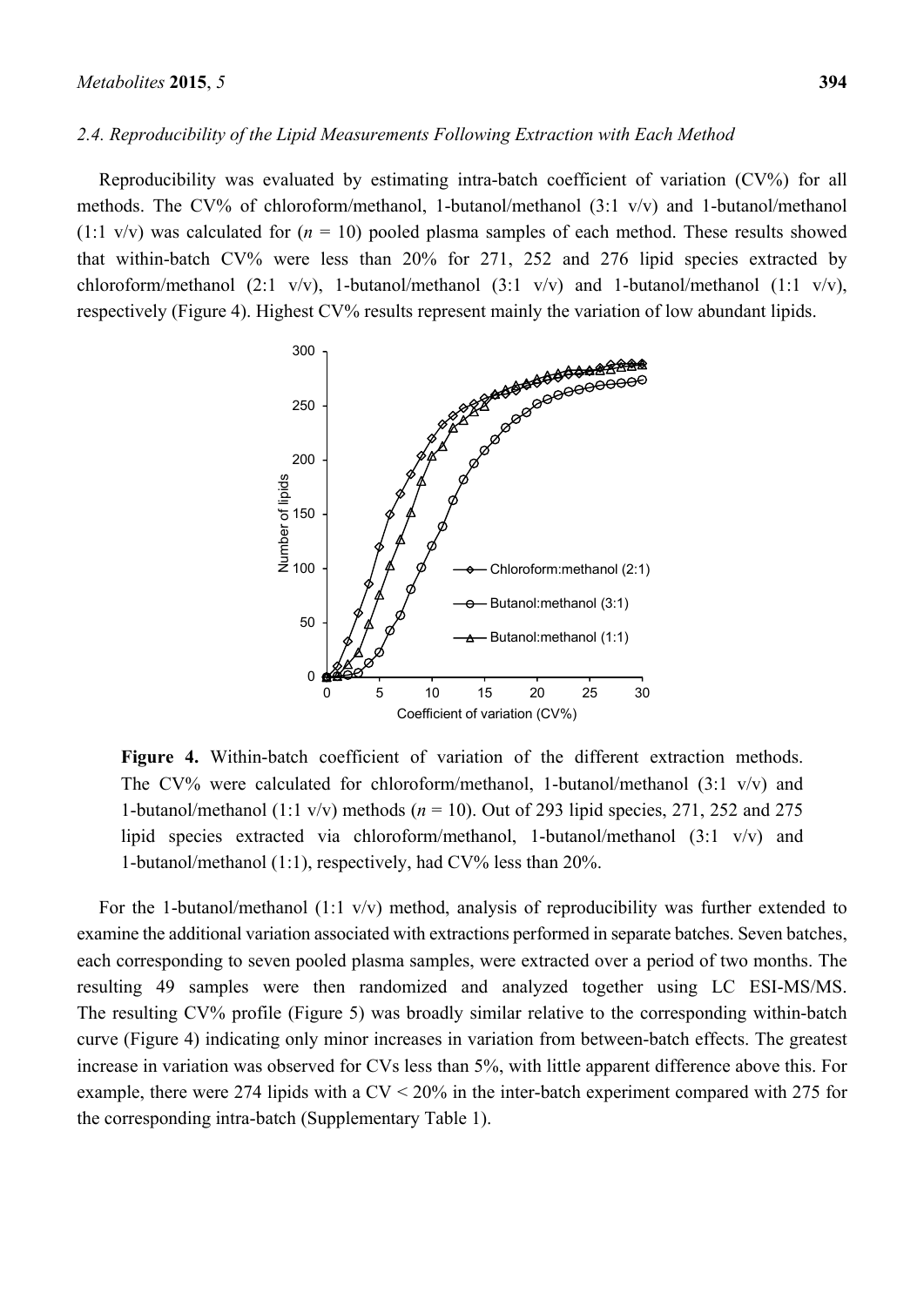### 2.4. Reproducibility of the Lipid Measurements Following Extraction with Each Method

Reproducibility was evaluated by estimating intra-batch coefficient of variation (CV%) for all methods. The CV% of chloroform/methanol, 1-butanol/methanol (3:1 v/v) and 1-butanol/methanol (1:1 v/v) was calculated for ($n$ = 10) pooled plasma samples of each method. These results showed that within-batch CV% were less than 20% for 271, 252 and 276 lipid species extracted by chloroform/methanol (2:1 v/v), 1-butanol/methanol (3:1 v/v) and 1-butanol/methanol (1:1 v/v), respectively (Figure 4). Highest CV% results represent mainly the variation of low abundant lipids.

**Figure 4.** Within-batch coefficient of variation of the different extraction methods. The CV% were calculated for chloroform/methanol, 1-butanol/methanol (3:1 v/v) and 1-butanol/methanol (1:1 v/v) methods ($n$ = 10). Out of 293 lipid species, 271, 252 and 275 lipid species extracted via chloroform/methanol, 1-butanol/methanol (3:1 v/v) and 1-butanol/methanol (1:1), respectively, had CV% less than 20%.

For the 1-butanol/methanol (1:1 v/v) method, analysis of reproducibility was further extended to examine the additional variation associated with extractions performed in separate batches. Seven batches, each corresponding to seven pooled plasma samples, were extracted over a period of two months. The resulting 49 samples were then randomized and analyzed together using LC ESI-MS/MS. The resulting CV% profile (Figure 5) was broadly similar relative to the corresponding within-batch curve (Figure 4) indicating only minor increases in variation from between-batch effects. The greatest increase in variation was observed for CVs less than 5%, with little apparent difference above this. For example, there were 274 lipids with a CV < 20% in the inter-batch experiment compared with 275 for the corresponding intra-batch (Supplementary Table 1).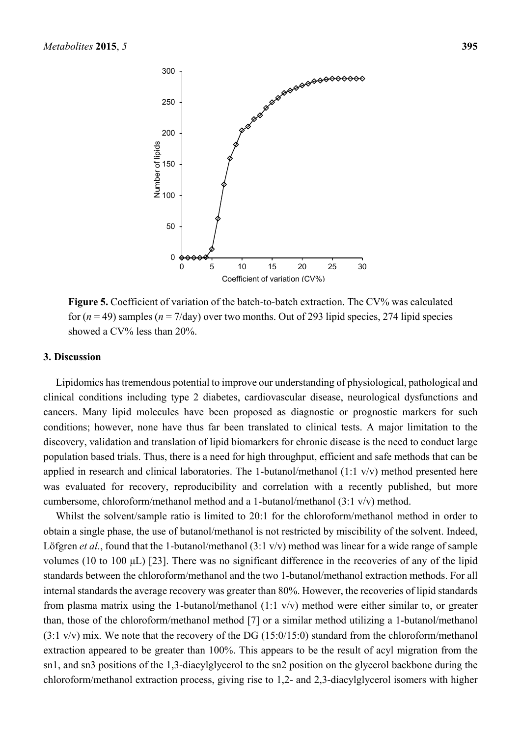**Figure 5.** Coefficient of variation of the batch-to-batch extraction. The CV% was calculated for ($n$ = 49) samples ($n$ = 7/day) over two months. Out of 293 lipid species, 274 lipid species showed a CV% less than 20%.

## 3. Discussion

Lipidomics has tremendous potential to improve our understanding of physiological, pathological and clinical conditions including type 2 diabetes, cardiovascular disease, neurological dysfunctions and cancers. Many lipid molecules have been proposed as diagnostic or prognostic markers for such conditions; however, none have thus far been translated to clinical tests. A major limitation to the discovery, validation and translation of lipid biomarkers for chronic disease is the need to conduct large population based trials. Thus, there is a need for high throughput, efficient and safe methods that can be applied in research and clinical laboratories. The 1-butanol/methanol (1:1 v/v) method presented here was evaluated for recovery, reproducibility and correlation with a recently published, but more cumbersome, chloroform/methanol method and a 1-butanol/methanol (3:1 v/v) method.

Whilst the solvent/sample ratio is limited to 20:1 for the chloroform/methanol method in order to obtain a single phase, the use of butanol/methanol is not restricted by miscibility of the solvent. Indeed, Löfgren *et al.*, found that the 1-butanol/methanol (3:1 v/v) method was linear for a wide range of sample volumes (10 to 100 μL) [23]. There was no significant difference in the recoveries of any of the lipid standards between the chloroform/methanol and the two 1-butanol/methanol extraction methods. For all internal standards the average recovery was greater than 80%. However, the recoveries of lipid standards from plasma matrix using the 1-butanol/methanol (1:1 v/v) method were either similar to, or greater than, those of the chloroform/methanol method [7] or a similar method utilizing a 1-butanol/methanol (3:1 v/v) mix. We note that the recovery of the DG (15:0/15:0) standard from the chloroform/methanol extraction appeared to be greater than 100%. This appears to be the result of acyl migration from the sn1, and sn3 positions of the 1,3-diacylglycerol to the sn2 position on the glycerol backbone during the chloroform/methanol extraction process, giving rise to 1,2- and 2,3-diacylglycerol isomers with higher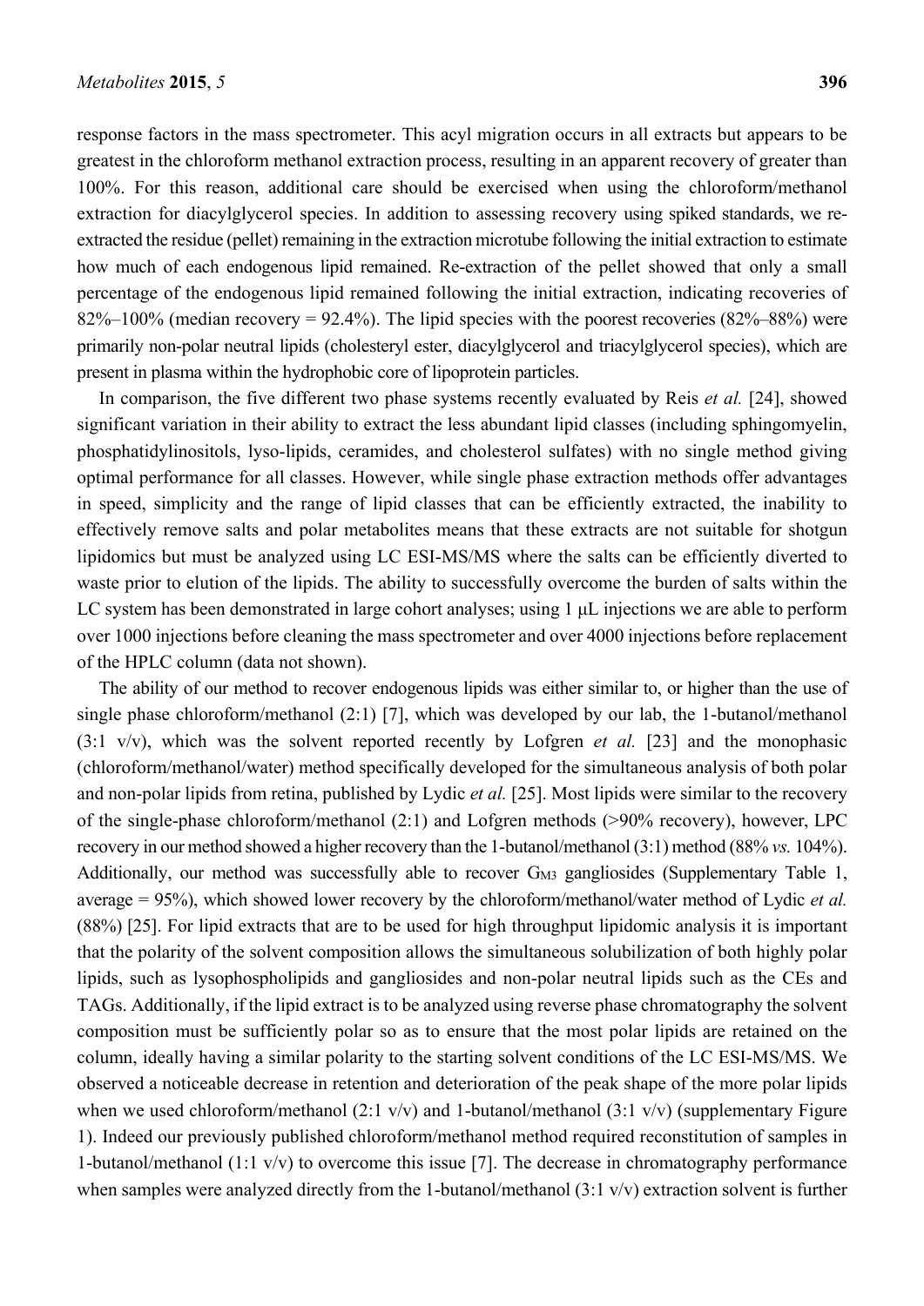response factors in the mass spectrometer. This acyl migration occurs in all extracts but appears to be greatest in the chloroform methanol extraction process, resulting in an apparent recovery of greater than 100%. For this reason, additional care should be exercised when using the chloroform/methanol extraction for diacylglycerol species. In addition to assessing recovery using spiked standards, we re-extracted the residue (pellet) remaining in the extraction microtube following the initial extraction to estimate how much of each endogenous lipid remained. Re-extraction of the pellet showed that only a small percentage of the endogenous lipid remained following the initial extraction, indicating recoveries of 82%–100% (median recovery = 92.4%). The lipid species with the poorest recoveries (82%–88%) were primarily non-polar neutral lipids (cholesteryl ester, diacylglycerol and triacylglycerol species), which are present in plasma within the hydrophobic core of lipoprotein particles.

In comparison, the five different two phase systems recently evaluated by Reis *et al.* [24], showed significant variation in their ability to extract the less abundant lipid classes (including sphingomyelin, phosphatidylinositols, lyso-lipids, ceramides, and cholesterol sulfates) with no single method giving optimal performance for all classes. However, while single phase extraction methods offer advantages in speed, simplicity and the range of lipid classes that can be efficiently extracted, the inability to effectively remove salts and polar metabolites means that these extracts are not suitable for shotgun lipidomics but must be analyzed using LC ESI-MS/MS where the salts can be efficiently diverted to waste prior to elution of the lipids. The ability to successfully overcome the burden of salts within the LC system has been demonstrated in large cohort analyses; using 1 μL injections we are able to perform over 1000 injections before cleaning the mass spectrometer and over 4000 injections before replacement of the HPLC column (data not shown).

The ability of our method to recover endogenous lipids was either similar to, or higher than the use of single phase chloroform/methanol (2:1) [7], which was developed by our lab, the 1-butanol/methanol (3:1 v/v), which was the solvent reported recently by Lofgren *et al.* [23] and the monophasic (chloroform/methanol/water) method specifically developed for the simultaneous analysis of both polar and non-polar lipids from retina, published by Lydic *et al.* [25]. Most lipids were similar to the recovery of the single-phase chloroform/methanol (2:1) and Lofgren methods (>90% recovery), however, LPC recovery in our method showed a higher recovery than the 1-butanol/methanol (3:1) method (88% *vs.* 104%). Additionally, our method was successfully able to recover $G_{M3}$ gangliosides (Supplementary Table 1, average = 95%), which showed lower recovery by the chloroform/methanol/water method of Lydic *et al.* (88%) [25]. For lipid extracts that are to be used for high throughput lipidomic analysis it is important that the polarity of the solvent composition allows the simultaneous solubilization of both highly polar lipids, such as lysophospholipids and gangliosides and non-polar neutral lipids such as the CEs and TAGs. Additionally, if the lipid extract is to be analyzed using reverse phase chromatography the solvent composition must be sufficiently polar so as to ensure that the most polar lipids are retained on the column, ideally having a similar polarity to the starting solvent conditions of the LC ESI-MS/MS. We observed a noticeable decrease in retention and deterioration of the peak shape of the more polar lipids when we used chloroform/methanol (2:1 v/v) and 1-butanol/methanol (3:1 v/v) (supplementary Figure 1). Indeed our previously published chloroform/methanol method required reconstitution of samples in 1-butanol/methanol (1:1 v/v) to overcome this issue [7]. The decrease in chromatography performance when samples were analyzed directly from the 1-butanol/methanol (3:1 v/v) extraction solvent is further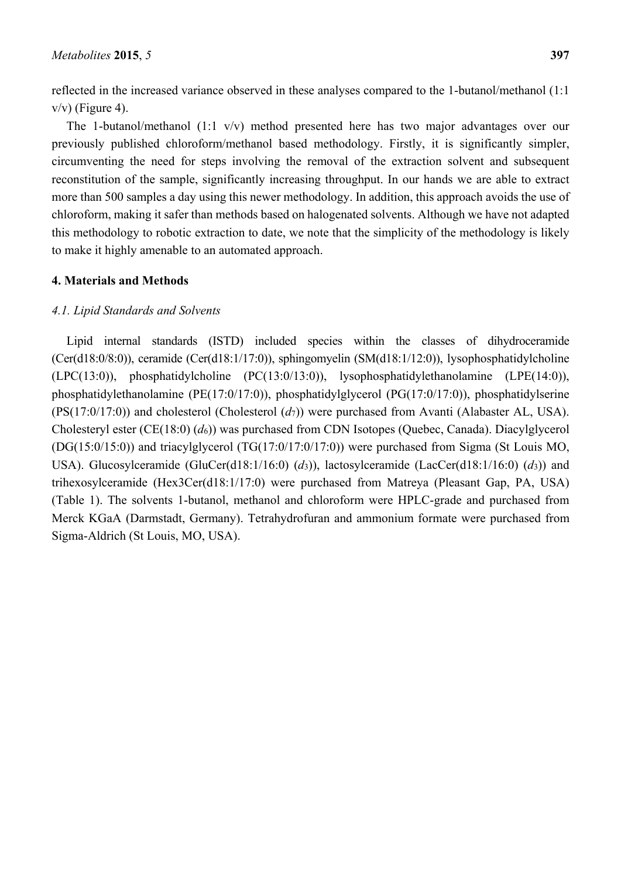reflected in the increased variance observed in these analyses compared to the 1-butanol/methanol (1:1 v/v) (Figure 4).

The 1-butanol/methanol (1:1 v/v) method presented here has two major advantages over our previously published chloroform/methanol based methodology. Firstly, it is significantly simpler, circumventing the need for steps involving the removal of the extraction solvent and subsequent reconstitution of the sample, significantly increasing throughput. In our hands we are able to extract more than 500 samples a day using this newer methodology. In addition, this approach avoids the use of chloroform, making it safer than methods based on halogenated solvents. Although we have not adapted this methodology to robotic extraction to date, we note that the simplicity of the methodology is likely to make it highly amenable to an automated approach.

## 4. Materials and Methods

### *4.1. Lipid Standards and Solvents*

Lipid internal standards (ISTD) included species within the classes of dihydroceramide (Cer(d18:0/8:0)), ceramide (Cer(d18:1/17:0)), sphingomyelin (SM(d18:1/12:0)), lysophosphatidylcholine (LPC(13:0)), phosphatidylcholine (PC(13:0/13:0)), lysophosphatidylethanolamine (LPE(14:0)), phosphatidylethanolamine (PE(17:0/17:0)), phosphatidylglycerol (PG(17:0/17:0)), phosphatidylserine (PS(17:0/17:0)) and cholesterol (Cholesterol ($d_7$)) were purchased from Avanti (Alabaster AL, USA). Cholesteryl ester (CE(18:0) ($d_6$)) was purchased from CDN Isotopes (Quebec, Canada). Diacylglycerol (DG(15:0/15:0)) and triacylglycerol (TG(17:0/17:0/17:0)) were purchased from Sigma (St Louis MO, USA). Glucosylceramide (GluCer(d18:1/16:0) ($d_3$)), lactosylceramide (LacCer(d18:1/16:0) ($d_3$)) and trihexosylceramide (Hex3Cer(d18:1/17:0) were purchased from Matreya (Pleasant Gap, PA, USA) (Table 1). The solvents 1-butanol, methanol and chloroform were HPLC-grade and purchased from Merck KGaA (Darmstadt, Germany). Tetrahydrofuran and ammonium formate were purchased from Sigma-Aldrich (St Louis, MO, USA).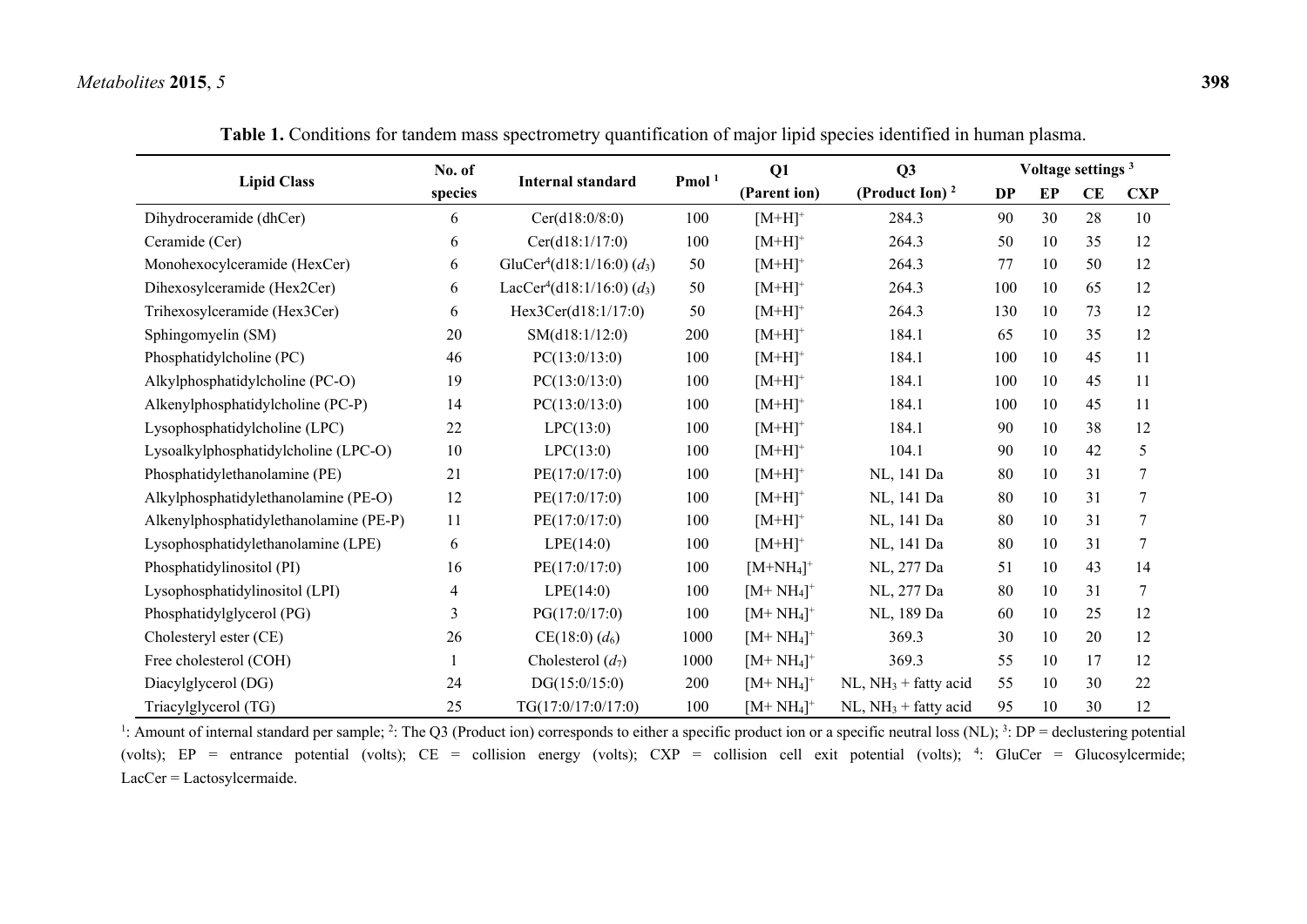**Table 1.** Conditions for tandem mass spectrometry quantification of major lipid species identified in human plasma.

| Lipid Class | No. of species | Internal standard | Pmol [1] | Q1 (Parent ion) | Q3 (Product Ion) [2] | Voltage settings [3] | | | |
|---|---|---|---|---|---|---|---|---|---|
| | | | | | | DP | EP | CE | CXP |
| Dihydroceramide (dhCer) | 6 | Cer(d18:0/8:0) | 100 | $[M+H]^+$ | 284.3 | 90 | 30 | 28 | 10 |
| Ceramide (Cer) | 6 | Cer(d18:1/17:0) | 100 | $[M+H]^+$ | 264.3 | 50 | 10 | 35 | 12 |
| Monohexocylceramide (HexCer) | 6 | GluCer[4](d18:1/16:0) ($d_3$) | 50 | $[M+H]^+$ | 264.3 | 77 | 10 | 50 | 12 |
| Dihexosylceramide (Hex2Cer) | 6 | LacCer[4](d18:1/16:0) ($d_3$) | 50 | $[M+H]^+$ | 264.3 | 100 | 10 | 65 | 12 |
| Trihexosylceramide (Hex3Cer) | 6 | Hex3Cer(d18:1/17:0) | 50 | $[M+H]^+$ | 264.3 | 130 | 10 | 73 | 12 |
| Sphingomyelin (SM) | 20 | SM(d18:1/12:0) | 200 | $[M+H]^+$ | 184.1 | 65 | 10 | 35 | 12 |
| Phosphatidylcholine (PC) | 46 | PC(13:0/13:0) | 100 | $[M+H]^+$ | 184.1 | 100 | 10 | 45 | 11 |
| Alkylphosphatidylcholine (PC-O) | 19 | PC(13:0/13:0) | 100 | $[M+H]^+$ | 184.1 | 100 | 10 | 45 | 11 |
| Alkenylphosphatidylcholine (PC-P) | 14 | PC(13:0/13:0) | 100 | $[M+H]^+$ | 184.1 | 100 | 10 | 45 | 11 |
| Lysophosphatidylcholine (LPC) | 22 | LPC(13:0) | 100 | $[M+H]^+$ | 184.1 | 90 | 10 | 38 | 12 |
| Lysoalkylphosphatidylcholine (LPC-O) | 10 | LPC(13:0) | 100 | $[M+H]^+$ | 104.1 | 90 | 10 | 42 | 5 |
| Phosphatidylethanolamine (PE) | 21 | PE(17:0/17:0) | 100 | $[M+H]^+$ | NL, 141 Da | 80 | 10 | 31 | 7 |
| Alkylphosphatidylethanolamine (PE-O) | 12 | PE(17:0/17:0) | 100 | $[M+H]^+$ | NL, 141 Da | 80 | 10 | 31 | 7 |
| Alkenylphosphatidylethanolamine (PE-P) | 11 | PE(17:0/17:0) | 100 | $[M+H]^+$ | NL, 141 Da | 80 | 10 | 31 | 7 |
| Lysophosphatidylethanolamine (LPE) | 6 | LPE(14:0) | 100 | $[M+H]^+$ | NL, 141 Da | 80 | 10 | 31 | 7 |
| Phosphatidylinositol (PI) | 16 | PE(17:0/17:0) | 100 | $[M+NH_4]^+$ | NL, 277 Da | 51 | 10 | 43 | 14 |
| Lysophosphatidylinositol (LPI) | 4 | LPE(14:0) | 100 | $[M+NH_4]^+$ | NL, 277 Da | 80 | 10 | 31 | 7 |
| Phosphatidylglycerol (PG) | 3 | PG(17:0/17:0) | 100 | $[M+NH_4]^+$ | NL, 189 Da | 60 | 10 | 25 | 12 |
| Cholesteryl ester (CE) | 26 | CE(18:0) ($d_6$) | 1000 | $[M+NH_4]^+$ | 369.3 | 30 | 10 | 20 | 12 |
| Free cholesterol (COH) | 1 | Cholesterol ($d_7$) | 1000 | $[M+NH_4]^+$ | 369.3 | 55 | 10 | 17 | 12 |
| Diacylglycerol (DG) | 24 | DG(15:0/15:0) | 200 | $[M+NH_4]^+$ | NL, $NH_3$ + fatty acid | 55 | 10 | 30 | 22 |
| Triacylglycerol (TG) | 25 | TG(17:0/17:0/17:0) | 100 | $[M+NH_4]^+$ | NL, $NH_3$ + fatty acid | 95 | 10 | 30 | 12 |

[1]: Amount of internal standard per sample; [2]: The Q3 (Product ion) corresponds to either a specific product ion or a specific neutral loss (NL); [3]: DP = declustering potential (volts); EP = entrance potential (volts); CE = collision energy (volts); CXP = collision cell exit potential (volts); [4]: GluCer = Glucosylcermide; LacCer = Lactosylcermaide.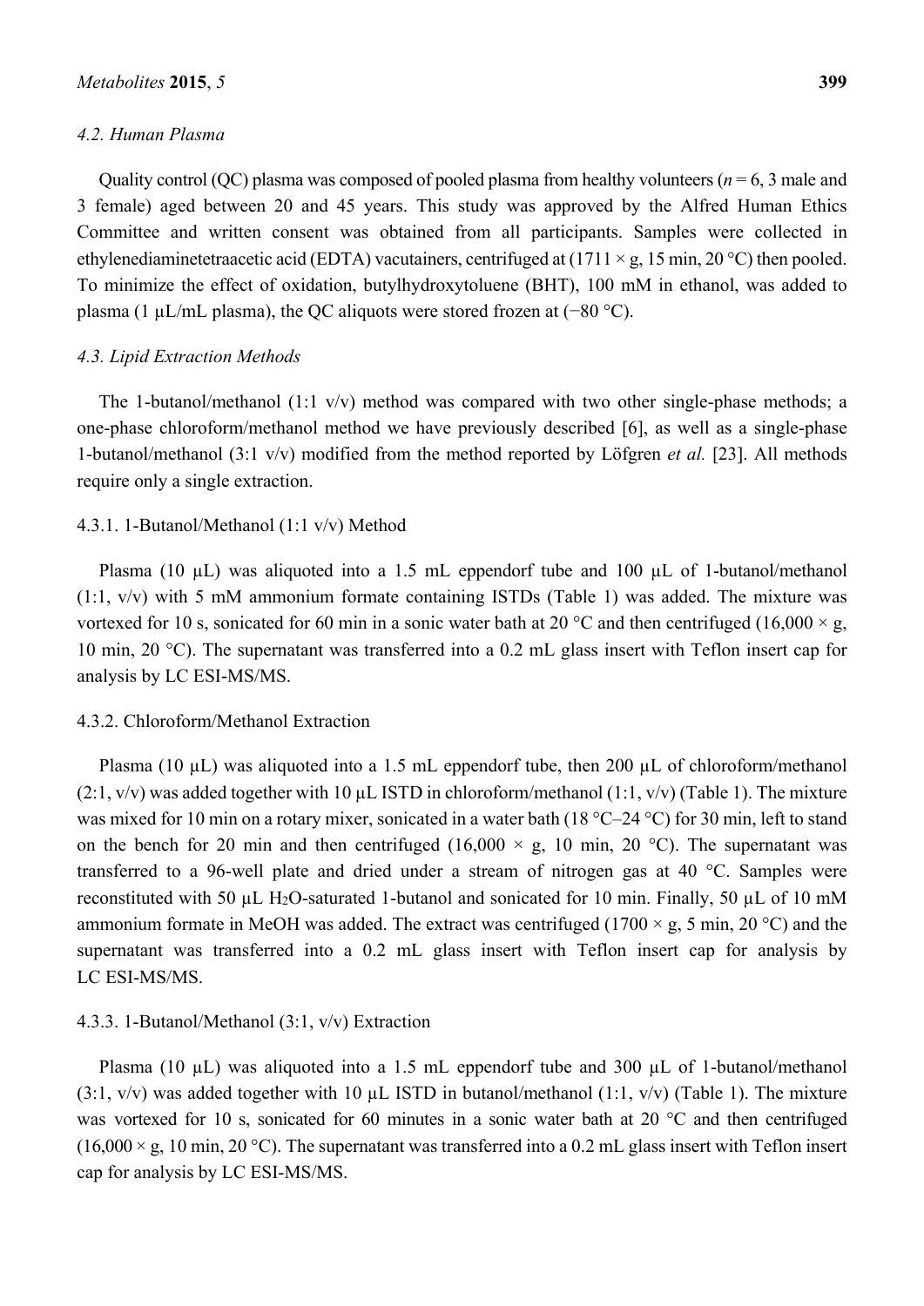### 4.2. Human Plasma

Quality control (QC) plasma was composed of pooled plasma from healthy volunteers ($n = 6$, 3 male and 3 female) aged between 20 and 45 years. This study was approved by the Alfred Human Ethics Committee and written consent was obtained from all participants. Samples were collected in ethylenediaminetetraacetic acid (EDTA) vacutainers, centrifuged at (1711 × g, 15 min, 20 °C) then pooled. To minimize the effect of oxidation, butylhydroxytoluene (BHT), 100 mM in ethanol, was added to plasma (1 µL/mL plasma), the QC aliquots were stored frozen at (−80 °C).

### 4.3. Lipid Extraction Methods

The 1-butanol/methanol (1:1 v/v) method was compared with two other single-phase methods; a one-phase chloroform/methanol method we have previously described [6], as well as a single-phase 1-butanol/methanol (3:1 v/v) modified from the method reported by Löfgren *et al.* [23]. All methods require only a single extraction.

#### 4.3.1. 1-Butanol/Methanol (1:1 v/v) Method

Plasma (10 µL) was aliquoted into a 1.5 mL eppendorf tube and 100 µL of 1-butanol/methanol (1:1, v/v) with 5 mM ammonium formate containing ISTDs (Table 1) was added. The mixture was vortexed for 10 s, sonicated for 60 min in a sonic water bath at 20 °C and then centrifuged (16,000 × g, 10 min, 20 °C). The supernatant was transferred into a 0.2 mL glass insert with Teflon insert cap for analysis by LC ESI-MS/MS.

#### 4.3.2. Chloroform/Methanol Extraction

Plasma (10 µL) was aliquoted into a 1.5 mL eppendorf tube, then 200 µL of chloroform/methanol (2:1, v/v) was added together with 10 µL ISTD in chloroform/methanol (1:1, v/v) (Table 1). The mixture was mixed for 10 min on a rotary mixer, sonicated in a water bath (18 °C–24 °C) for 30 min, left to stand on the bench for 20 min and then centrifuged (16,000 × g, 10 min, 20 °C). The supernatant was transferred to a 96-well plate and dried under a stream of nitrogen gas at 40 °C. Samples were reconstituted with 50 µL $H_2O$-saturated 1-butanol and sonicated for 10 min. Finally, 50 µL of 10 mM ammonium formate in MeOH was added. The extract was centrifuged (1700 × g, 5 min, 20 °C) and the supernatant was transferred into a 0.2 mL glass insert with Teflon insert cap for analysis by LC ESI-MS/MS.

#### 4.3.3. 1-Butanol/Methanol (3:1, v/v) Extraction

Plasma (10 µL) was aliquoted into a 1.5 mL eppendorf tube and 300 µL of 1-butanol/methanol (3:1, v/v) was added together with 10 µL ISTD in butanol/methanol (1:1, v/v) (Table 1). The mixture was vortexed for 10 s, sonicated for 60 minutes in a sonic water bath at 20 °C and then centrifuged (16,000 × g, 10 min, 20 °C). The supernatant was transferred into a 0.2 mL glass insert with Teflon insert cap for analysis by LC ESI-MS/MS.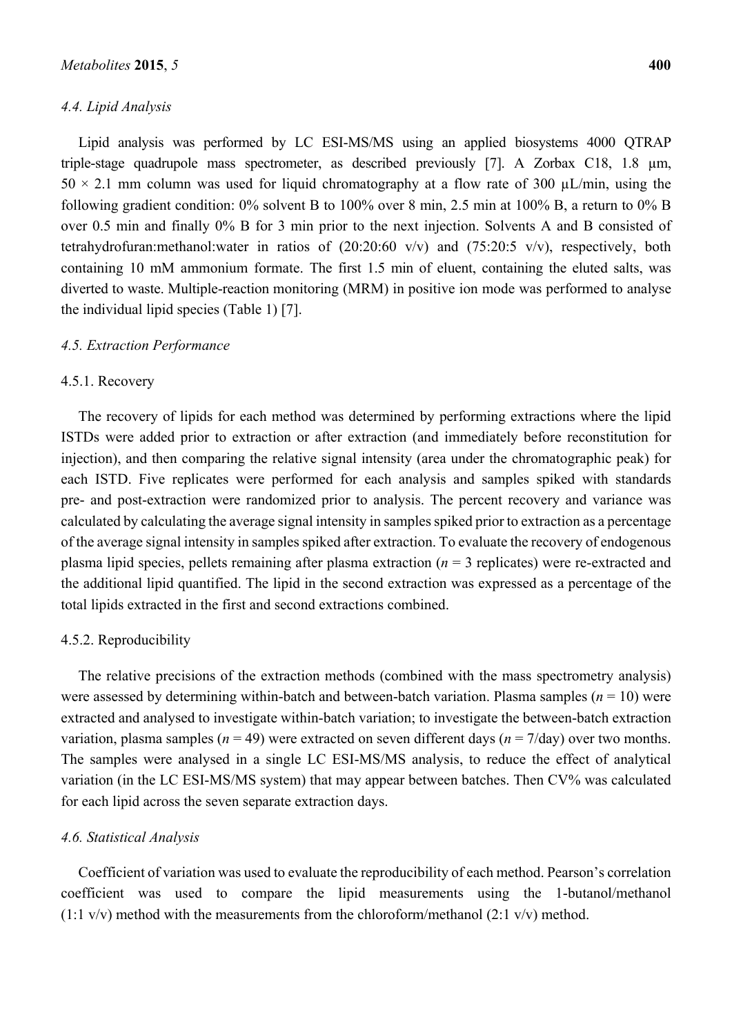### 4.4. Lipid Analysis

Lipid analysis was performed by LC ESI-MS/MS using an applied biosystems 4000 QTRAP triple-stage quadrupole mass spectrometer, as described previously [7]. A Zorbax C18, 1.8 μm, 50 × 2.1 mm column was used for liquid chromatography at a flow rate of 300 μL/min, using the following gradient condition: 0% solvent B to 100% over 8 min, 2.5 min at 100% B, a return to 0% B over 0.5 min and finally 0% B for 3 min prior to the next injection. Solvents A and B consisted of tetrahydrofuran:methanol:water in ratios of (20:20:60 v/v) and (75:20:5 v/v), respectively, both containing 10 mM ammonium formate. The first 1.5 min of eluent, containing the eluted salts, was diverted to waste. Multiple-reaction monitoring (MRM) in positive ion mode was performed to analyse the individual lipid species (Table 1) [7].

### 4.5. Extraction Performance

#### 4.5.1. Recovery

The recovery of lipids for each method was determined by performing extractions where the lipid ISTDs were added prior to extraction or after extraction (and immediately before reconstitution for injection), and then comparing the relative signal intensity (area under the chromatographic peak) for each ISTD. Five replicates were performed for each analysis and samples spiked with standards pre- and post-extraction were randomized prior to analysis. The percent recovery and variance was calculated by calculating the average signal intensity in samples spiked prior to extraction as a percentage of the average signal intensity in samples spiked after extraction. To evaluate the recovery of endogenous plasma lipid species, pellets remaining after plasma extraction ($n$ = 3 replicates) were re-extracted and the additional lipid quantified. The lipid in the second extraction was expressed as a percentage of the total lipids extracted in the first and second extractions combined.

#### 4.5.2. Reproducibility

The relative precisions of the extraction methods (combined with the mass spectrometry analysis) were assessed by determining within-batch and between-batch variation. Plasma samples ($n$ = 10) were extracted and analysed to investigate within-batch variation; to investigate the between-batch extraction variation, plasma samples ($n$ = 49) were extracted on seven different days ($n$ = 7/day) over two months. The samples were analysed in a single LC ESI-MS/MS analysis, to reduce the effect of analytical variation (in the LC ESI-MS/MS system) that may appear between batches. Then CV% was calculated for each lipid across the seven separate extraction days.

### 4.6. Statistical Analysis

Coefficient of variation was used to evaluate the reproducibility of each method. Pearson's correlation coefficient was used to compare the lipid measurements using the 1-butanol/methanol (1:1 v/v) method with the measurements from the chloroform/methanol (2:1 v/v) method.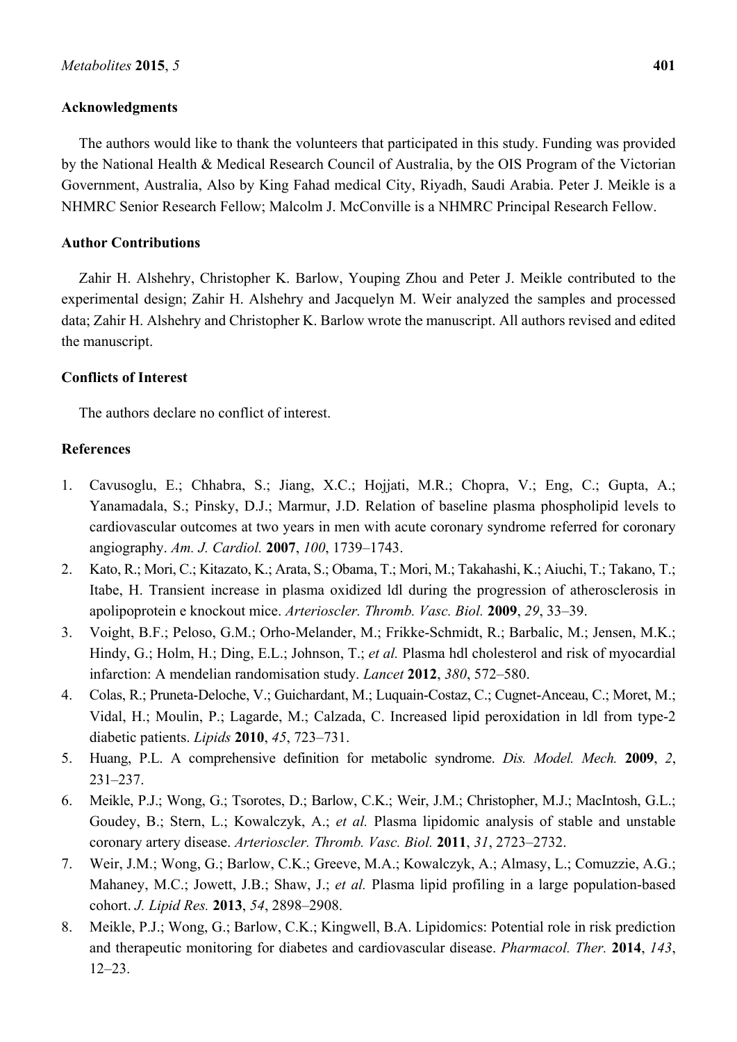## Acknowledgments

The authors would like to thank the volunteers that participated in this study. Funding was provided by the National Health & Medical Research Council of Australia, by the OIS Program of the Victorian Government, Australia, Also by King Fahad medical City, Riyadh, Saudi Arabia. Peter J. Meikle is a NHMRC Senior Research Fellow; Malcolm J. McConville is a NHMRC Principal Research Fellow.

## Author Contributions

Zahir H. Alshehry, Christopher K. Barlow, Youping Zhou and Peter J. Meikle contributed to the experimental design; Zahir H. Alshehry and Jacquelyn M. Weir analyzed the samples and processed data; Zahir H. Alshehry and Christopher K. Barlow wrote the manuscript. All authors revised and edited the manuscript.

## Conflicts of Interest

The authors declare no conflict of interest.

## References

1. Cavusoglu, E.; Chhabra, S.; Jiang, X.C.; Hojjati, M.R.; Chopra, V.; Eng, C.; Gupta, A.; Yanamadala, S.; Pinsky, D.J.; Marmur, J.D. Relation of baseline plasma phospholipid levels to cardiovascular outcomes at two years in men with acute coronary syndrome referred for coronary angiography. *Am. J. Cardiol.* **2007**, *100*, 1739–1743.
2. Kato, R.; Mori, C.; Kitazato, K.; Arata, S.; Obama, T.; Mori, M.; Takahashi, K.; Aiuchi, T.; Takano, T.; Itabe, H. Transient increase in plasma oxidized ldl during the progression of atherosclerosis in apolipoprotein e knockout mice. *Arterioscler. Thromb. Vasc. Biol.* **2009**, *29*, 33–39.
3. Voight, B.F.; Peloso, G.M.; Orho-Melander, M.; Frikke-Schmidt, R.; Barbalic, M.; Jensen, M.K.; Hindy, G.; Holm, H.; Ding, E.L.; Johnson, T.; *et al.* Plasma hdl cholesterol and risk of myocardial infarction: A mendelian randomisation study. *Lancet* **2012**, *380*, 572–580.
4. Colas, R.; Pruneta-Deloche, V.; Guichardant, M.; Luquain-Costaz, C.; Cugnet-Anceau, C.; Moret, M.; Vidal, H.; Moulin, P.; Lagarde, M.; Calzada, C. Increased lipid peroxidation in ldl from type-2 diabetic patients. *Lipids* **2010**, *45*, 723–731.
5. Huang, P.L. A comprehensive definition for metabolic syndrome. *Dis. Model. Mech.* **2009**, *2*, 231–237.
6. Meikle, P.J.; Wong, G.; Tsorotes, D.; Barlow, C.K.; Weir, J.M.; Christopher, M.J.; MacIntosh, G.L.; Goudey, B.; Stern, L.; Kowalczyk, A.; *et al.* Plasma lipidomic analysis of stable and unstable coronary artery disease. *Arterioscler. Thromb. Vasc. Biol.* **2011**, *31*, 2723–2732.
7. Weir, J.M.; Wong, G.; Barlow, C.K.; Greeve, M.A.; Kowalczyk, A.; Almasy, L.; Comuzzie, A.G.; Mahaney, M.C.; Jowett, J.B.; Shaw, J.; *et al.* Plasma lipid profiling in a large population-based cohort. *J. Lipid Res.* **2013**, *54*, 2898–2908.
8. Meikle, P.J.; Wong, G.; Barlow, C.K.; Kingwell, B.A. Lipidomics: Potential role in risk prediction and therapeutic monitoring for diabetes and cardiovascular disease. *Pharmacol. Ther.* **2014**, *143*, 12–23.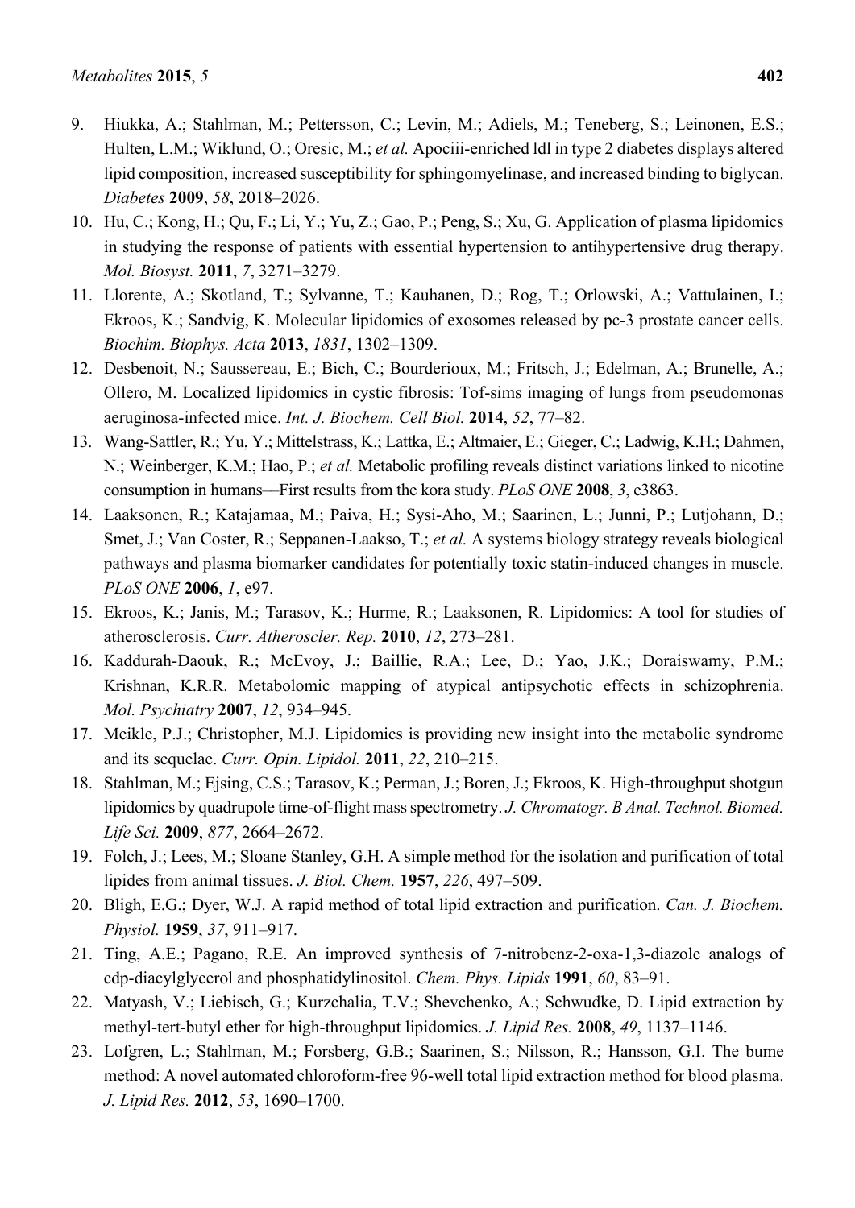9. Hiukka, A.; Stahlman, M.; Pettersson, C.; Levin, M.; Adiels, M.; Teneberg, S.; Leinonen, E.S.; Hulten, L.M.; Wiklund, O.; Oresic, M.; *et al.* Apociii-enriched ldl in type 2 diabetes displays altered lipid composition, increased susceptibility for sphingomyelinase, and increased binding to biglycan. *Diabetes* **2009**, *58*, 2018–2026.
10. Hu, C.; Kong, H.; Qu, F.; Li, Y.; Yu, Z.; Gao, P.; Peng, S.; Xu, G. Application of plasma lipidomics in studying the response of patients with essential hypertension to antihypertensive drug therapy. *Mol. Biosyst.* **2011**, *7*, 3271–3279.
11. Llorente, A.; Skotland, T.; Sylvanne, T.; Kauhanen, D.; Rog, T.; Orlowski, A.; Vattulainen, I.; Ekroos, K.; Sandvig, K. Molecular lipidomics of exosomes released by pc-3 prostate cancer cells. *Biochim. Biophys. Acta* **2013**, *1831*, 1302–1309.
12. Desbenoit, N.; Saussereau, E.; Bich, C.; Bourderioux, M.; Fritsch, J.; Edelman, A.; Brunelle, A.; Ollero, M. Localized lipidomics in cystic fibrosis: Tof-sims imaging of lungs from pseudomonas aeruginosa-infected mice. *Int. J. Biochem. Cell Biol.* **2014**, *52*, 77–82.
13. Wang-Sattler, R.; Yu, Y.; Mittelstrass, K.; Lattka, E.; Altmaier, E.; Gieger, C.; Ladwig, K.H.; Dahmen, N.; Weinberger, K.M.; Hao, P.; *et al.* Metabolic profiling reveals distinct variations linked to nicotine consumption in humans—First results from the kora study. *PLoS ONE* **2008**, *3*, e3863.
14. Laaksonen, R.; Katajamaa, M.; Paiva, H.; Sysi-Aho, M.; Saarinen, L.; Junni, P.; Lutjohann, D.; Smet, J.; Van Coster, R.; Seppanen-Laakso, T.; *et al.* A systems biology strategy reveals biological pathways and plasma biomarker candidates for potentially toxic statin-induced changes in muscle. *PLoS ONE* **2006**, *1*, e97.
15. Ekroos, K.; Janis, M.; Tarasov, K.; Hurme, R.; Laaksonen, R. Lipidomics: A tool for studies of atherosclerosis. *Curr. Atheroscler. Rep.* **2010**, *12*, 273–281.
16. Kaddurah-Daouk, R.; McEvoy, J.; Baillie, R.A.; Lee, D.; Yao, J.K.; Doraiswamy, P.M.; Krishnan, K.R.R. Metabolomic mapping of atypical antipsychotic effects in schizophrenia. *Mol. Psychiatry* **2007**, *12*, 934–945.
17. Meikle, P.J.; Christopher, M.J. Lipidomics is providing new insight into the metabolic syndrome and its sequelae. *Curr. Opin. Lipidol.* **2011**, *22*, 210–215.
18. Stahlman, M.; Ejsing, C.S.; Tarasov, K.; Perman, J.; Boren, J.; Ekroos, K. High-throughput shotgun lipidomics by quadrupole time-of-flight mass spectrometry. *J. Chromatogr. B Anal. Technol. Biomed. Life Sci.* **2009**, *877*, 2664–2672.
19. Folch, J.; Lees, M.; Sloane Stanley, G.H. A simple method for the isolation and purification of total lipides from animal tissues. *J. Biol. Chem.* **1957**, *226*, 497–509.
20. Bligh, E.G.; Dyer, W.J. A rapid method of total lipid extraction and purification. *Can. J. Biochem. Physiol.* **1959**, *37*, 911–917.
21. Ting, A.E.; Pagano, R.E. An improved synthesis of 7-nitrobenz-2-oxa-1,3-diazole analogs of cdp-diacylglycerol and phosphatidylinositol. *Chem. Phys. Lipids* **1991**, *60*, 83–91.
22. Matyash, V.; Liebisch, G.; Kurzchalia, T.V.; Shevchenko, A.; Schwudke, D. Lipid extraction by methyl-tert-butyl ether for high-throughput lipidomics. *J. Lipid Res.* **2008**, *49*, 1137–1146.
23. Lofgren, L.; Stahlman, M.; Forsberg, G.B.; Saarinen, S.; Nilsson, R.; Hansson, G.I. The bume method: A novel automated chloroform-free 96-well total lipid extraction method for blood plasma. *J. Lipid Res.* **2012**, *53*, 1690–1700.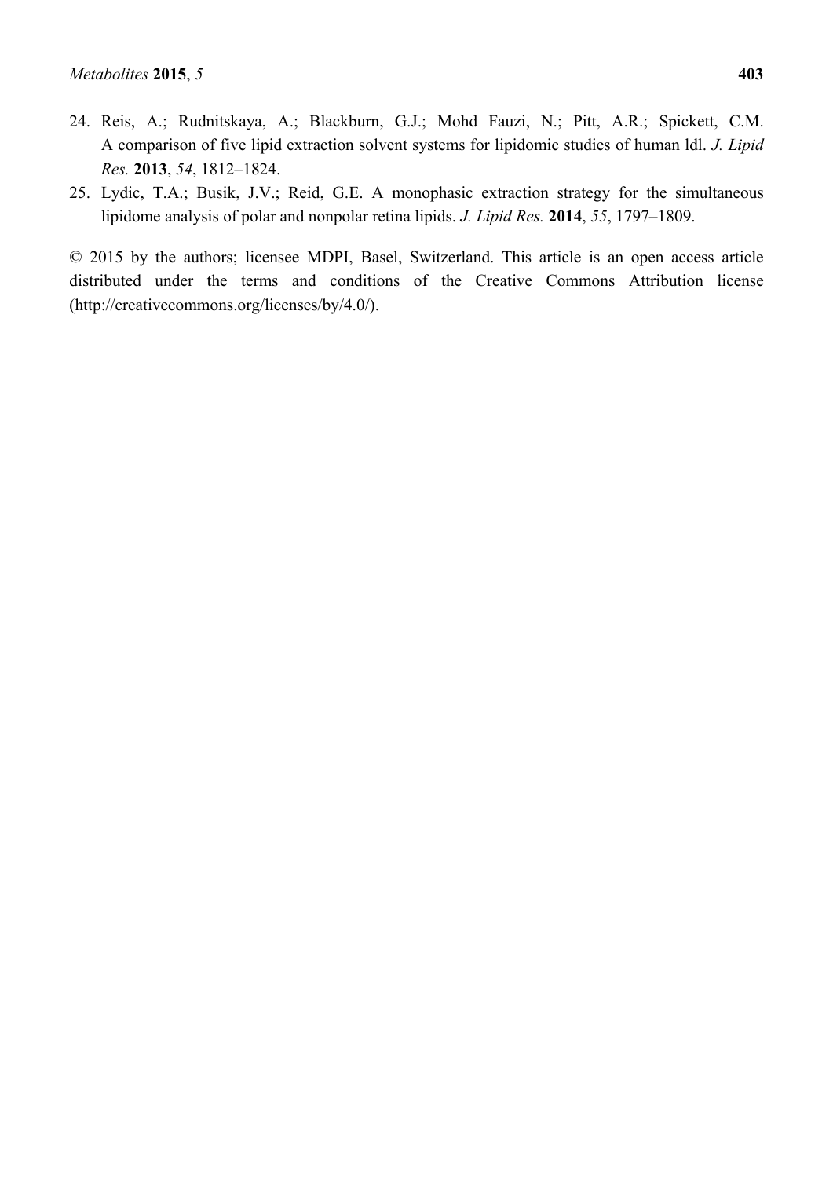24. Reis, A.; Rudnitskaya, A.; Blackburn, G.J.; Mohd Fauzi, N.; Pitt, A.R.; Spickett, C.M. A comparison of five lipid extraction solvent systems for lipidomic studies of human ldl. *J. Lipid Res.* **2013**, *54*, 1812–1824.
25. Lydic, T.A.; Busik, J.V.; Reid, G.E. A monophasic extraction strategy for the simultaneous lipidome analysis of polar and nonpolar retina lipids. *J. Lipid Res.* **2014**, *55*, 1797–1809.

© 2015 by the authors; licensee MDPI, Basel, Switzerland. This article is an open access article distributed under the terms and conditions of the Creative Commons Attribution license (http://creativecommons.org/licenses/by/4.0/).